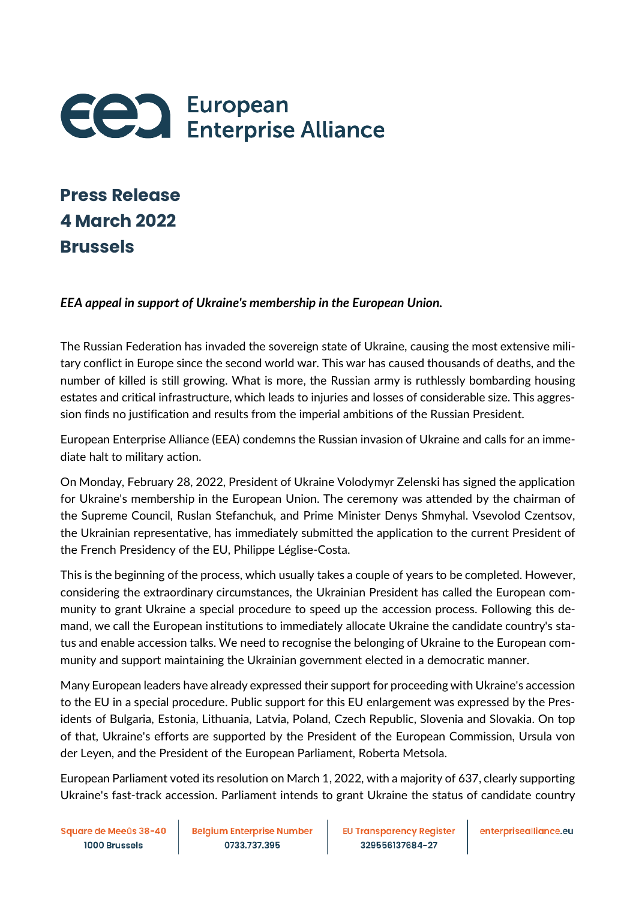# European Enterprise Alliance

## Press Release
## 4 March 2022
## Brussels

***EEA appeal in support of Ukraine's membership in the European Union.***

The Russian Federation has invaded the sovereign state of Ukraine, causing the most extensive military conflict in Europe since the second world war. This war has caused thousands of deaths, and the number of killed is still growing. What is more, the Russian army is ruthlessly bombarding housing estates and critical infrastructure, which leads to injuries and losses of considerable size. This aggression finds no justification and results from the imperial ambitions of the Russian President.

European Enterprise Alliance (EEA) condemns the Russian invasion of Ukraine and calls for an immediate halt to military action.

On Monday, February 28, 2022, President of Ukraine Volodymyr Zelenski has signed the application for Ukraine's membership in the European Union. The ceremony was attended by the chairman of the Supreme Council, Ruslan Stefanchuk, and Prime Minister Denys Shmyhal. Vsevolod Czentsov, the Ukrainian representative, has immediately submitted the application to the current President of the French Presidency of the EU, Philippe Léglise-Costa.

This is the beginning of the process, which usually takes a couple of years to be completed. However, considering the extraordinary circumstances, the Ukrainian President has called the European community to grant Ukraine a special procedure to speed up the accession process. Following this demand, we call the European institutions to immediately allocate Ukraine the candidate country's status and enable accession talks. We need to recognise the belonging of Ukraine to the European community and support maintaining the Ukrainian government elected in a democratic manner.

Many European leaders have already expressed their support for proceeding with Ukraine's accession to the EU in a special procedure. Public support for this EU enlargement was expressed by the Presidents of Bulgaria, Estonia, Lithuania, Latvia, Poland, Czech Republic, Slovenia and Slovakia. On top of that, Ukraine's efforts are supported by the President of the European Commission, Ursula von der Leyen, and the President of the European Parliament, Roberta Metsola.

European Parliament voted its resolution on March 1, 2022, with a majority of 637, clearly supporting Ukraine's fast-track accession. Parliament intends to grant Ukraine the status of candidate country

Square de Meeûs 38-40 1000 Brussels | Belgium Enterprise Number 0733.737.395 | EU Transparency Register 329556137684-27 | enterprisealliance.eu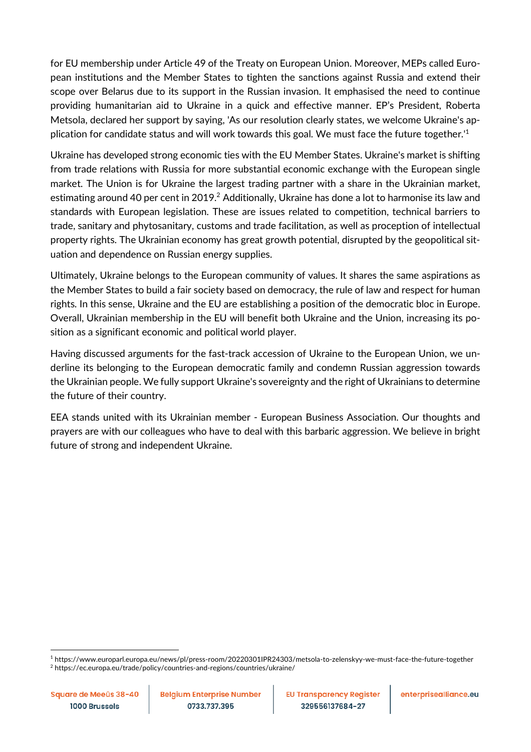for EU membership under Article 49 of the Treaty on European Union. Moreover, MEPs called European institutions and the Member States to tighten the sanctions against Russia and extend their scope over Belarus due to its support in the Russian invasion. It emphasised the need to continue providing humanitarian aid to Ukraine in a quick and effective manner. EP's President, Roberta Metsola, declared her support by saying, 'As our resolution clearly states, we welcome Ukraine's application for candidate status and will work towards this goal. We must face the future together.'[1]

Ukraine has developed strong economic ties with the EU Member States. Ukraine's market is shifting from trade relations with Russia for more substantial economic exchange with the European single market. The Union is for Ukraine the largest trading partner with a share in the Ukrainian market, estimating around 40 per cent in 2019.[2] Additionally, Ukraine has done a lot to harmonise its law and standards with European legislation. These are issues related to competition, technical barriers to trade, sanitary and phytosanitary, customs and trade facilitation, as well as proception of intellectual property rights. The Ukrainian economy has great growth potential, disrupted by the geopolitical situation and dependence on Russian energy supplies.

Ultimately, Ukraine belongs to the European community of values. It shares the same aspirations as the Member States to build a fair society based on democracy, the rule of law and respect for human rights. In this sense, Ukraine and the EU are establishing a position of the democratic bloc in Europe. Overall, Ukrainian membership in the EU will benefit both Ukraine and the Union, increasing its position as a significant economic and political world player.

Having discussed arguments for the fast-track accession of Ukraine to the European Union, we underline its belonging to the European democratic family and condemn Russian aggression towards the Ukrainian people. We fully support Ukraine's sovereignty and the right of Ukrainians to determine the future of their country.

EEA stands united with its Ukrainian member - European Business Association. Our thoughts and prayers are with our colleagues who have to deal with this barbaric aggression. We believe in bright future of strong and independent Ukraine.

---

[1] https://www.europarl.europa.eu/news/pl/press-room/20220301IPR24303/metsola-to-zelenskyy-we-must-face-the-future-together

[2] https://ec.europa.eu/trade/policy/countries-and-regions/countries/ukraine/